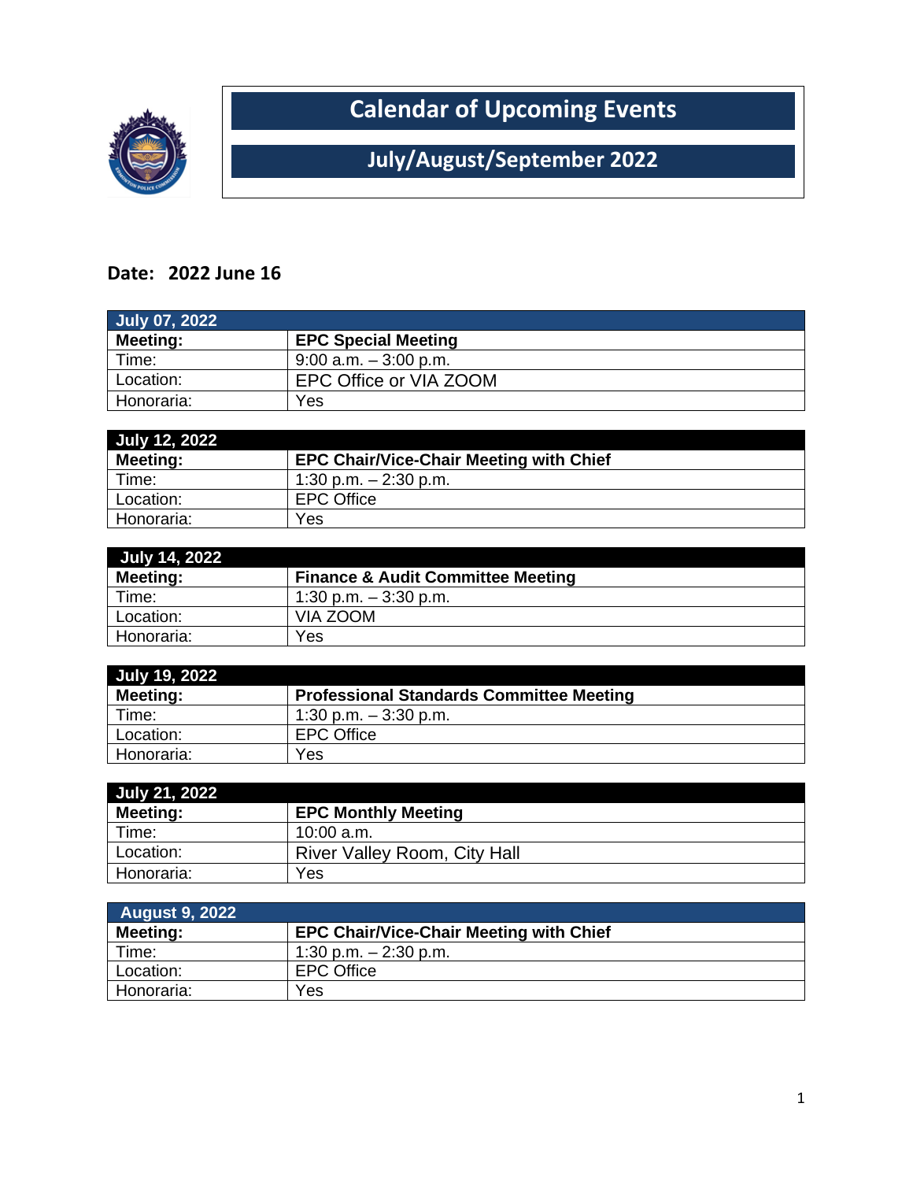# Calendar of Upcoming Events

## July/August/September 2022

**Date: 2022 June 16**

| July 07, 2022 | |
|---|---|
| **Meeting:** | **EPC Special Meeting** |
| Time: | 9:00 a.m. – 3:00 p.m. |
| Location: | EPC Office or VIA ZOOM |
| Honoraria: | Yes |

| July 12, 2022 | |
|---|---|
| **Meeting:** | **EPC Chair/Vice-Chair Meeting with Chief** |
| Time: | 1:30 p.m. – 2:30 p.m. |
| Location: | EPC Office |
| Honoraria: | Yes |

| July 14, 2022 | |
|---|---|
| **Meeting:** | **Finance & Audit Committee Meeting** |
| Time: | 1:30 p.m. – 3:30 p.m. |
| Location: | VIA ZOOM |
| Honoraria: | Yes |

| July 19, 2022 | |
|---|---|
| **Meeting:** | **Professional Standards Committee Meeting** |
| Time: | 1:30 p.m. – 3:30 p.m. |
| Location: | EPC Office |
| Honoraria: | Yes |

| July 21, 2022 | |
|---|---|
| **Meeting:** | **EPC Monthly Meeting** |
| Time: | 10:00 a.m. |
| Location: | River Valley Room, City Hall |
| Honoraria: | Yes |

| August 9, 2022 | |
|---|---|
| **Meeting:** | **EPC Chair/Vice-Chair Meeting with Chief** |
| Time: | 1:30 p.m. – 2:30 p.m. |
| Location: | EPC Office |
| Honoraria: | Yes |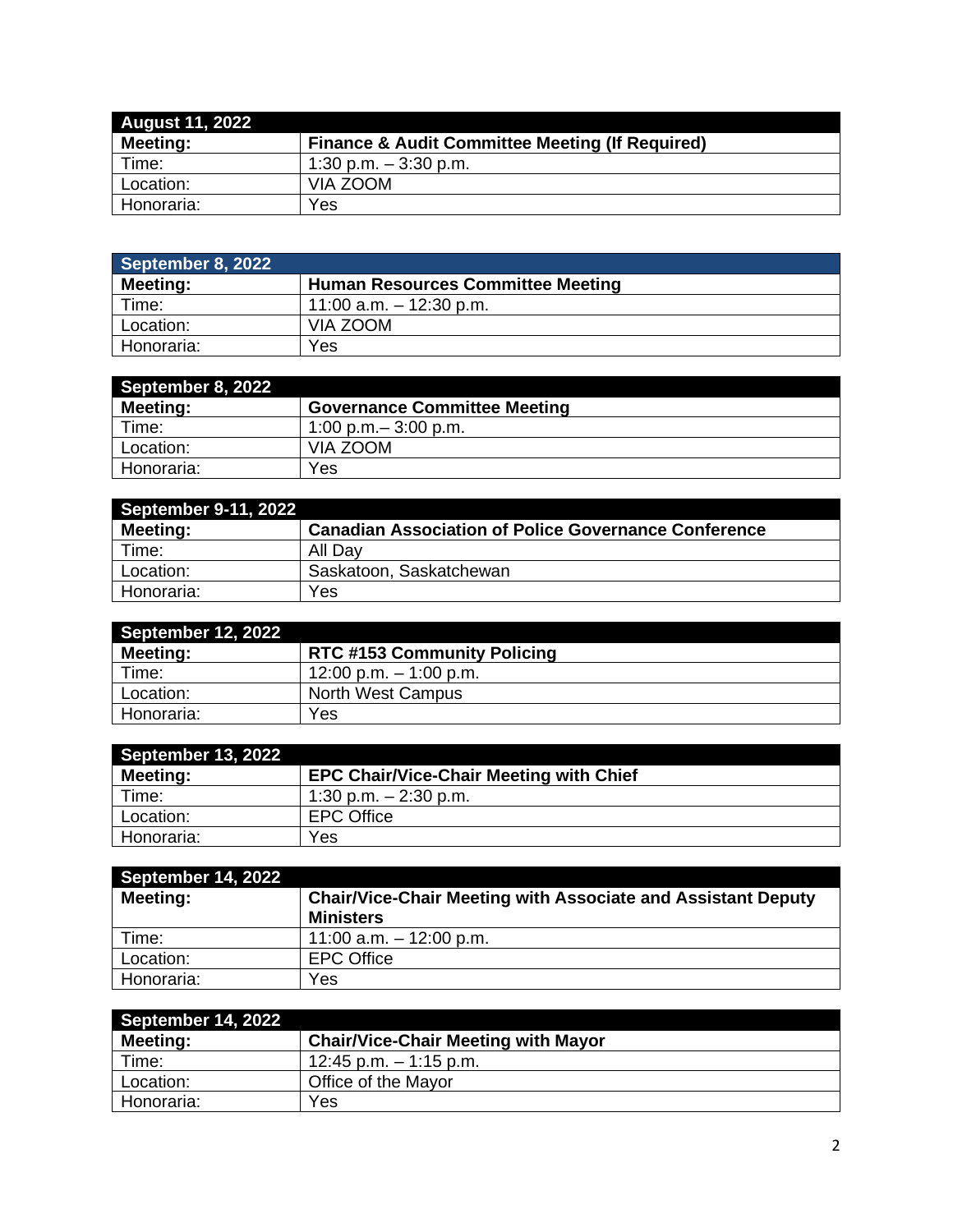| August 11, 2022 | |
| --- | --- |
| **Meeting:** | **Finance & Audit Committee Meeting (If Required)** |
| Time: | 1:30 p.m. – 3:30 p.m. |
| Location: | VIA ZOOM |
| Honoraria: | Yes |

| September 8, 2022 | |
| --- | --- |
| **Meeting:** | **Human Resources Committee Meeting** |
| Time: | 11:00 a.m. – 12:30 p.m. |
| Location: | VIA ZOOM |
| Honoraria: | Yes |

| September 8, 2022 | |
| --- | --- |
| **Meeting:** | **Governance Committee Meeting** |
| Time: | 1:00 p.m.– 3:00 p.m. |
| Location: | VIA ZOOM |
| Honoraria: | Yes |

| September 9-11, 2022 | |
| --- | --- |
| **Meeting:** | **Canadian Association of Police Governance Conference** |
| Time: | All Day |
| Location: | Saskatoon, Saskatchewan |
| Honoraria: | Yes |

| September 12, 2022 | |
| --- | --- |
| **Meeting:** | **RTC #153 Community Policing** |
| Time: | 12:00 p.m. – 1:00 p.m. |
| Location: | North West Campus |
| Honoraria: | Yes |

| September 13, 2022 | |
| --- | --- |
| **Meeting:** | **EPC Chair/Vice-Chair Meeting with Chief** |
| Time: | 1:30 p.m. – 2:30 p.m. |
| Location: | EPC Office |
| Honoraria: | Yes |

| September 14, 2022 | |
| --- | --- |
| **Meeting:** | **Chair/Vice-Chair Meeting with Associate and Assistant Deputy Ministers** |
| Time: | 11:00 a.m. – 12:00 p.m. |
| Location: | EPC Office |
| Honoraria: | Yes |

| September 14, 2022 | |
| --- | --- |
| **Meeting:** | **Chair/Vice-Chair Meeting with Mayor** |
| Time: | 12:45 p.m. – 1:15 p.m. |
| Location: | Office of the Mayor |
| Honoraria: | Yes |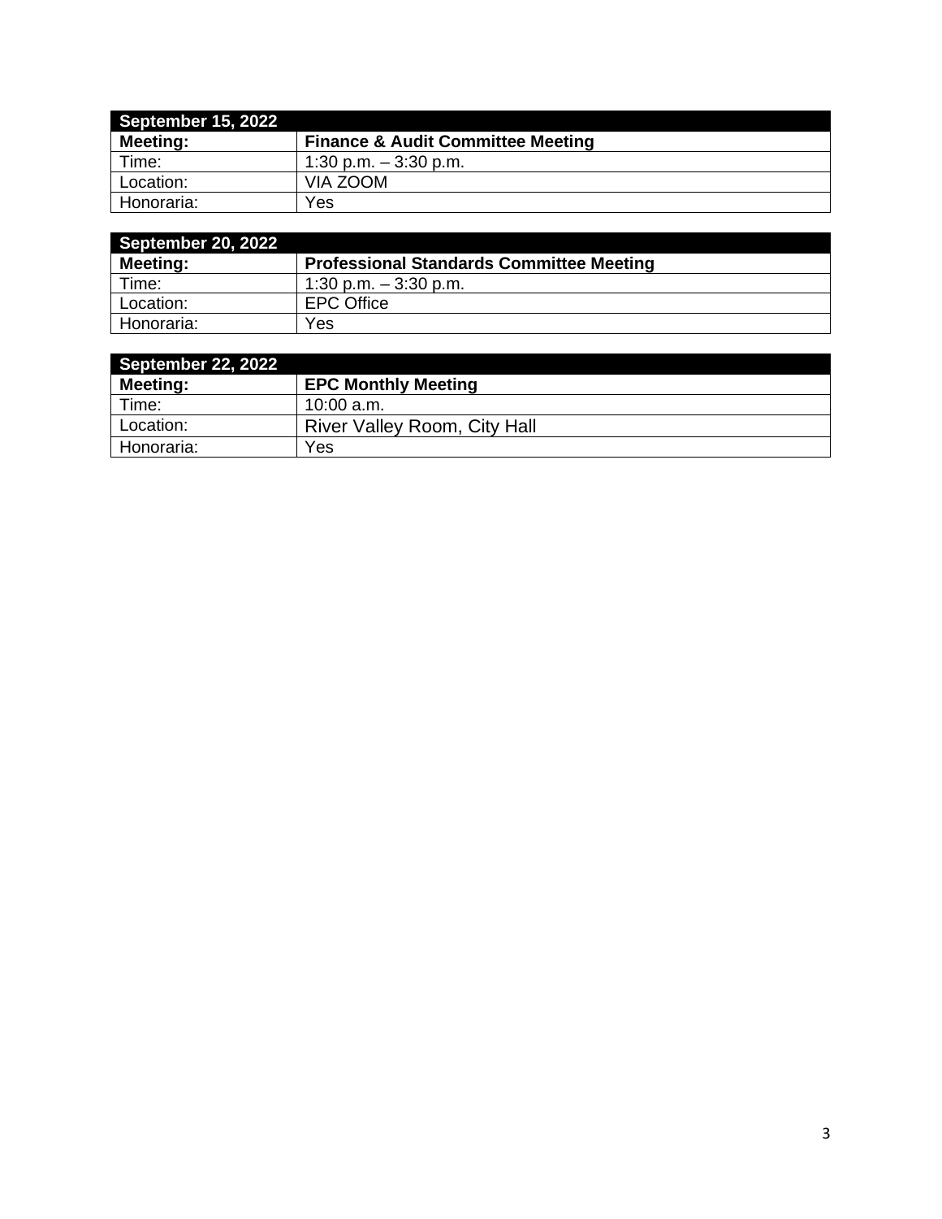| September 15, 2022 | |
|---|---|
| **Meeting:** | **Finance & Audit Committee Meeting** |
| Time: | 1:30 p.m. – 3:30 p.m. |
| Location: | VIA ZOOM |
| Honoraria: | Yes |

| September 20, 2022 | |
|---|---|
| **Meeting:** | **Professional Standards Committee Meeting** |
| Time: | 1:30 p.m. – 3:30 p.m. |
| Location: | EPC Office |
| Honoraria: | Yes |

| September 22, 2022 | |
|---|---|
| **Meeting:** | **EPC Monthly Meeting** |
| Time: | 10:00 a.m. |
| Location: | River Valley Room, City Hall |
| Honoraria: | Yes |